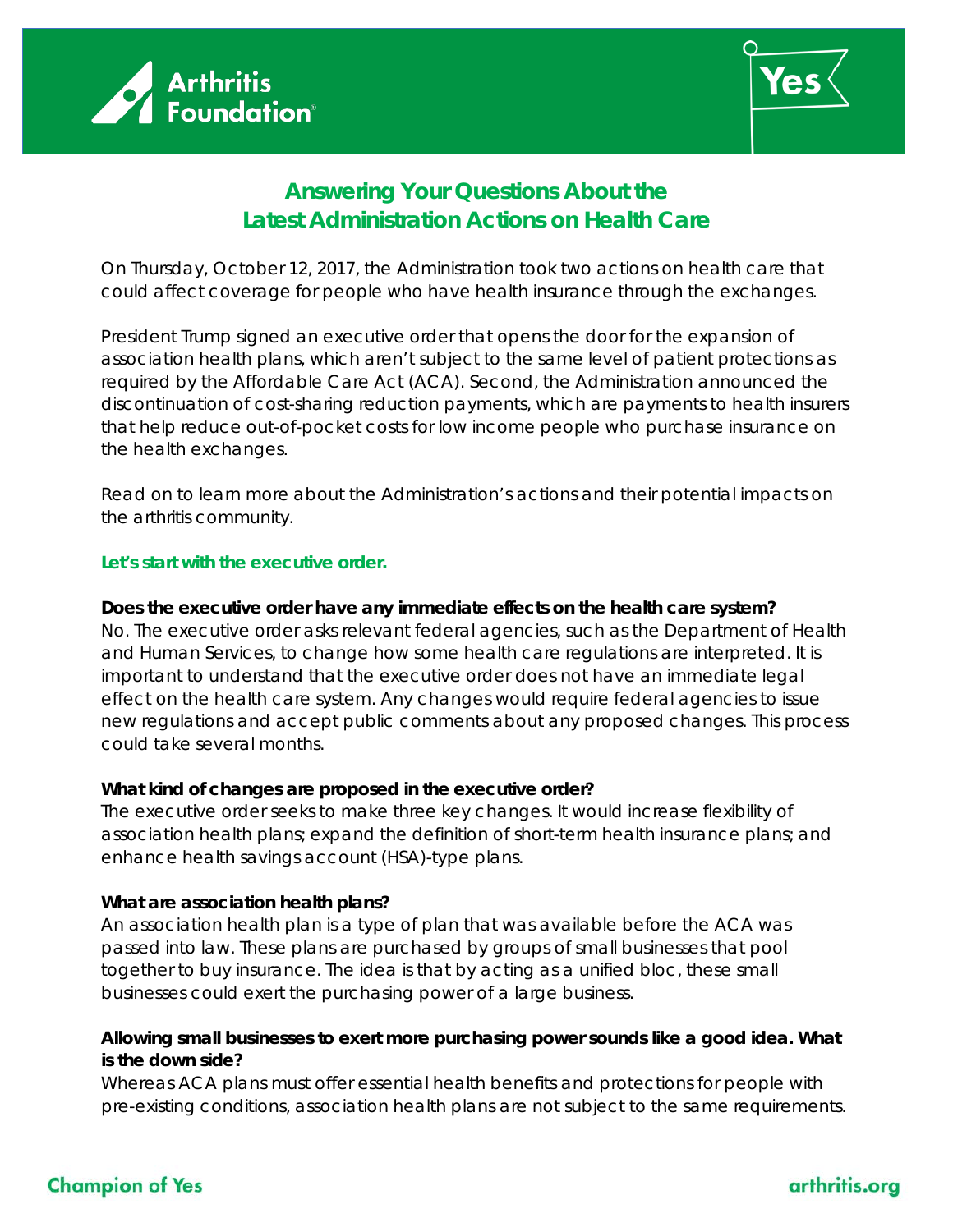# Answering Your Questions About the Latest Administration Actions on Health Care

On Thursday, October 12, 2017, the Administration took two actions on health care that could affect coverage for people who have health insurance through the exchanges.

President Trump signed an executive order that opens the door for the expansion of association health plans, which aren't subject to the same level of patient protections as required by the Affordable Care Act (ACA). Second, the Administration announced the discontinuation of cost-sharing reduction payments, which are payments to health insurers that help reduce out-of-pocket costs for low income people who purchase insurance on the health exchanges.

Read on to learn more about the Administration's actions and their potential impacts on the arthritis community.

## Let's start with the executive order.

**Does the executive order have any immediate effects on the health care system?**
No. The executive order asks relevant federal agencies, such as the Department of Health and Human Services, to change how some health care regulations are interpreted. It is important to understand that the executive order does not have an immediate legal effect on the health care system. Any changes would require federal agencies to issue new regulations and accept public comments about any proposed changes. This process could take several months.

**What kind of changes are proposed in the executive order?**
The executive order seeks to make three key changes. It would increase flexibility of association health plans; expand the definition of short-term health insurance plans; and enhance health savings account (HSA)-type plans.

**What are association health plans?**
An association health plan is a type of plan that was available before the ACA was passed into law. These plans are purchased by groups of small businesses that pool together to buy insurance. The idea is that by acting as a unified bloc, these small businesses could exert the purchasing power of a large business.

**Allowing small businesses to exert more purchasing power sounds like a good idea. What is the down side?**
Whereas ACA plans must offer essential health benefits and protections for people with pre-existing conditions, association health plans are not subject to the same requirements.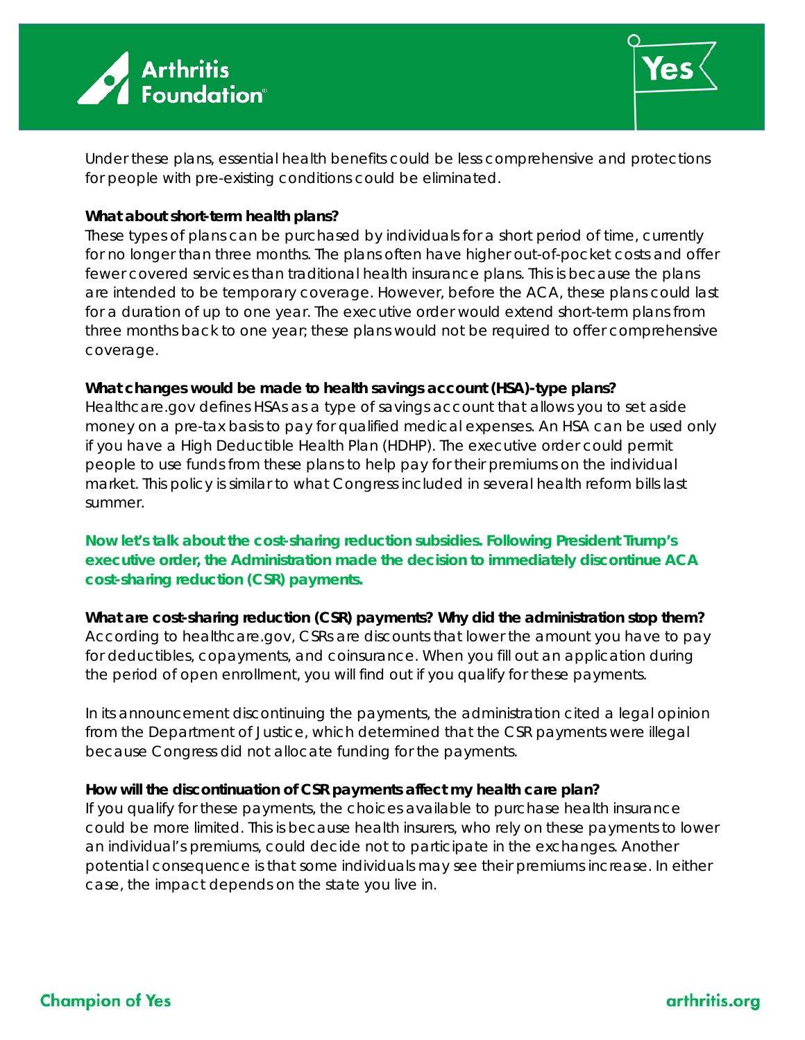Under these plans, essential health benefits could be less comprehensive and protections for people with pre-existing conditions could be eliminated.

**What about short-term health plans?**

These types of plans can be purchased by individuals for a short period of time, currently for no longer than three months. The plans often have higher out-of-pocket costs and offer fewer covered services than traditional health insurance plans. This is because the plans are intended to be temporary coverage. However, before the ACA, these plans could last for a duration of up to one year. The executive order would extend short-term plans from three months back to one year; these plans would not be required to offer comprehensive coverage.

**What changes would be made to health savings account (HSA)-type plans?**

Healthcare.gov defines HSAs as a type of savings account that allows you to set aside money on a pre-tax basis to pay for qualified medical expenses. An HSA can be used only if you have a High Deductible Health Plan (HDHP). The executive order could permit people to use funds from these plans to help pay for their premiums on the individual market. This policy is similar to what Congress included in several health reform bills last summer.

**Now let's talk about the cost-sharing reduction subsidies. Following President Trump's executive order, the Administration made the decision to immediately discontinue ACA cost-sharing reduction (CSR) payments.**

**What are cost-sharing reduction (CSR) payments? Why did the administration stop them?**

According to healthcare.gov, CSRs are discounts that lower the amount you have to pay for deductibles, copayments, and coinsurance. When you fill out an application during the period of open enrollment, you will find out if you qualify for these payments.

In its announcement discontinuing the payments, the administration cited a legal opinion from the Department of Justice, which determined that the CSR payments were illegal because Congress did not allocate funding for the payments.

**How will the discontinuation of CSR payments affect my health care plan?**

If you qualify for these payments, the choices available to purchase health insurance could be more limited. This is because health insurers, who rely on these payments to lower an individual's premiums, could decide not to participate in the exchanges. Another potential consequence is that some individuals may see their premiums increase. In either case, the impact depends on the state you live in.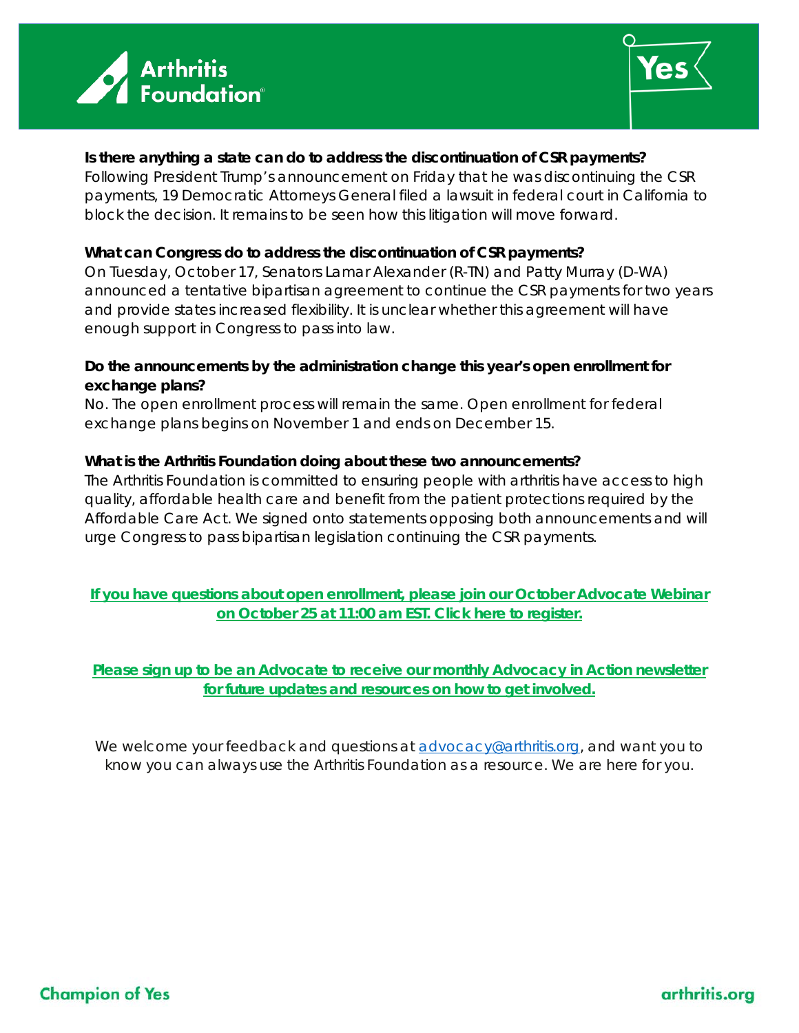**Is there anything a state can do to address the discontinuation of CSR payments?**
Following President Trump's announcement on Friday that he was discontinuing the CSR payments, 19 Democratic Attorneys General filed a lawsuit in federal court in California to block the decision. It remains to be seen how this litigation will move forward.

**What can Congress do to address the discontinuation of CSR payments?**
On Tuesday, October 17, Senators Lamar Alexander (R-TN) and Patty Murray (D-WA) announced a tentative bipartisan agreement to continue the CSR payments for two years and provide states increased flexibility. It is unclear whether this agreement will have enough support in Congress to pass into law.

**Do the announcements by the administration change this year's open enrollment for exchange plans?**
No. The open enrollment process will remain the same. Open enrollment for federal exchange plans begins on November 1 and ends on December 15.

**What is the Arthritis Foundation doing about these two announcements?**
The Arthritis Foundation is committed to ensuring people with arthritis have access to high quality, affordable health care and benefit from the patient protections required by the Affordable Care Act. We signed onto statements opposing both announcements and will urge Congress to pass bipartisan legislation continuing the CSR payments.

**If you have questions about open enrollment, please join our October Advocate Webinar on October 25 at 11:00 am EST. Click here to register.**

**Please sign up to be an Advocate to receive our monthly Advocacy in Action newsletter for future updates and resources on how to get involved.**

We welcome your feedback and questions at advocacy@arthritis.org, and want you to know you can always use the Arthritis Foundation as a resource. We are here for you.